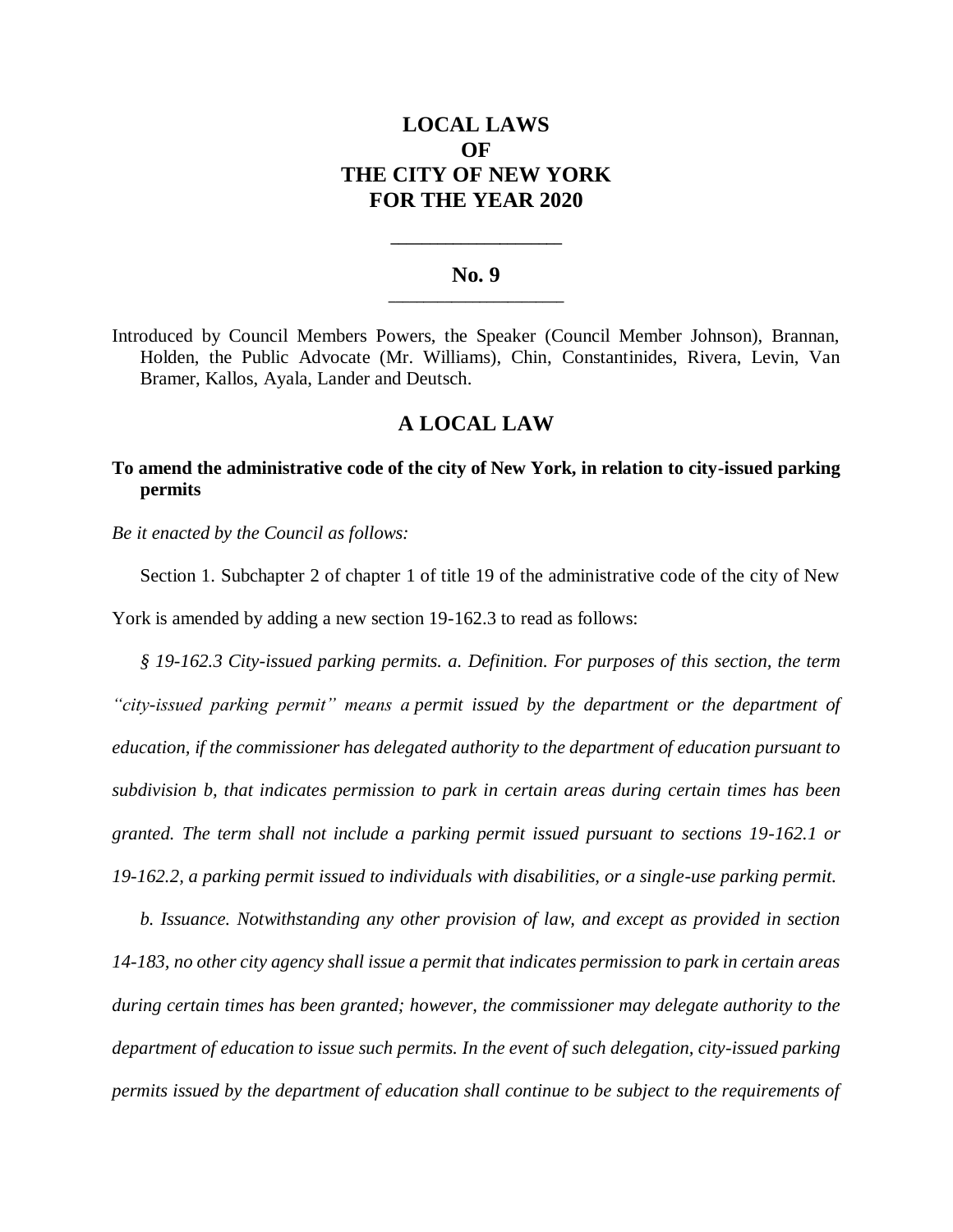# LOCAL LAWS OF THE CITY OF NEW YORK FOR THE YEAR 2020

## No. 9

Introduced by Council Members Powers, the Speaker (Council Member Johnson), Brannan, Holden, the Public Advocate (Mr. Williams), Chin, Constantinides, Rivera, Levin, Van Bramer, Kallos, Ayala, Lander and Deutsch.

## A LOCAL LAW

**To amend the administrative code of the city of New York, in relation to city-issued parking permits**

*Be it enacted by the Council as follows:*

Section 1. Subchapter 2 of chapter 1 of title 19 of the administrative code of the city of New York is amended by adding a new section 19-162.3 to read as follows:

*§ 19-162.3 City-issued parking permits. a. Definition. For purposes of this section, the term "city-issued parking permit" means a permit issued by the department or the department of education, if the commissioner has delegated authority to the department of education pursuant to subdivision b, that indicates permission to park in certain areas during certain times has been granted. The term shall not include a parking permit issued pursuant to sections 19-162.1 or 19-162.2, a parking permit issued to individuals with disabilities, or a single-use parking permit.*

*b. Issuance. Notwithstanding any other provision of law, and except as provided in section 14-183, no other city agency shall issue a permit that indicates permission to park in certain areas during certain times has been granted; however, the commissioner may delegate authority to the department of education to issue such permits. In the event of such delegation, city-issued parking permits issued by the department of education shall continue to be subject to the requirements of*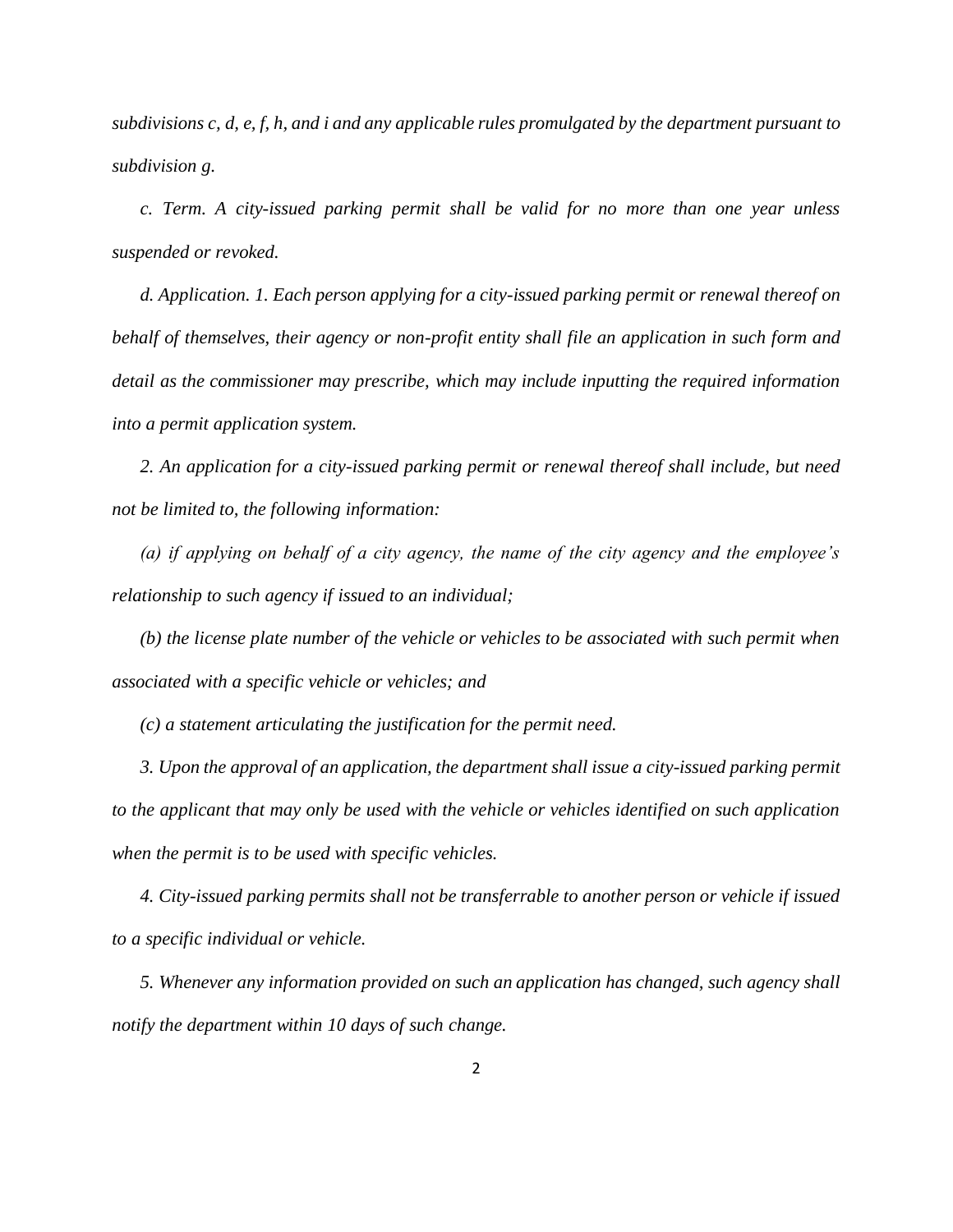*subdivisions c, d, e, f, h, and i and any applicable rules promulgated by the department pursuant to subdivision g.*

*c. Term. A city-issued parking permit shall be valid for no more than one year unless suspended or revoked.*

*d. Application. 1. Each person applying for a city-issued parking permit or renewal thereof on behalf of themselves, their agency or non-profit entity shall file an application in such form and detail as the commissioner may prescribe, which may include inputting the required information into a permit application system.*

*2. An application for a city-issued parking permit or renewal thereof shall include, but need not be limited to, the following information:*

*(a) if applying on behalf of a city agency, the name of the city agency and the employee's relationship to such agency if issued to an individual;*

*(b) the license plate number of the vehicle or vehicles to be associated with such permit when associated with a specific vehicle or vehicles; and*

*(c) a statement articulating the justification for the permit need.*

*3. Upon the approval of an application, the department shall issue a city-issued parking permit to the applicant that may only be used with the vehicle or vehicles identified on such application when the permit is to be used with specific vehicles.*

*4. City-issued parking permits shall not be transferrable to another person or vehicle if issued to a specific individual or vehicle.*

*5. Whenever any information provided on such an application has changed, such agency shall notify the department within 10 days of such change.*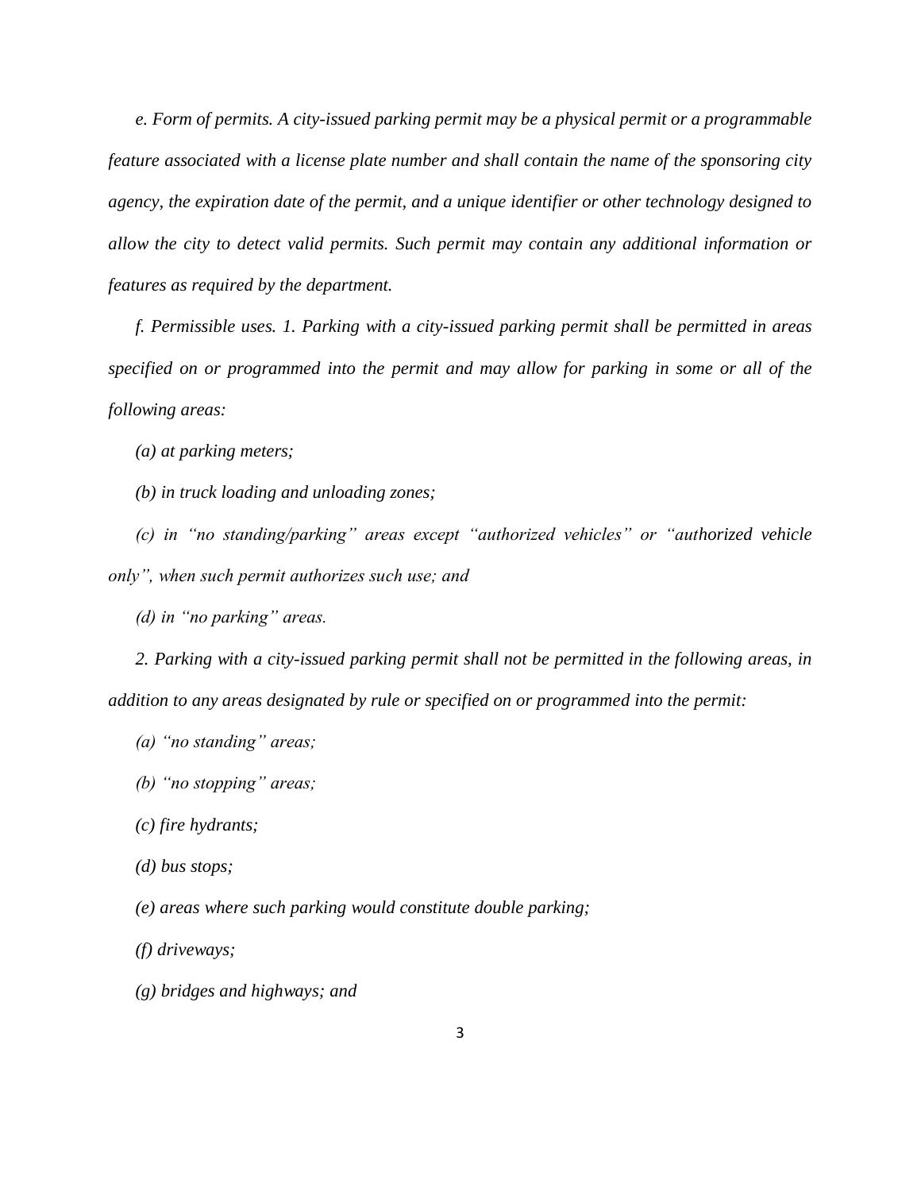*e. Form of permits. A city-issued parking permit may be a physical permit or a programmable feature associated with a license plate number and shall contain the name of the sponsoring city agency, the expiration date of the permit, and a unique identifier or other technology designed to allow the city to detect valid permits. Such permit may contain any additional information or features as required by the department.*

*f. Permissible uses. 1. Parking with a city-issued parking permit shall be permitted in areas specified on or programmed into the permit and may allow for parking in some or all of the following areas:*

*(a) at parking meters;*

*(b) in truck loading and unloading zones;*

*(c) in "no standing/parking" areas except "authorized vehicles" or "authorized vehicle only", when such permit authorizes such use; and*

*(d) in "no parking" areas.*

*2. Parking with a city-issued parking permit shall not be permitted in the following areas, in addition to any areas designated by rule or specified on or programmed into the permit:*

*(a) "no standing" areas;*

*(b) "no stopping" areas;*

*(c) fire hydrants;*

*(d) bus stops;*

*(e) areas where such parking would constitute double parking;*

*(f) driveways;*

*(g) bridges and highways; and*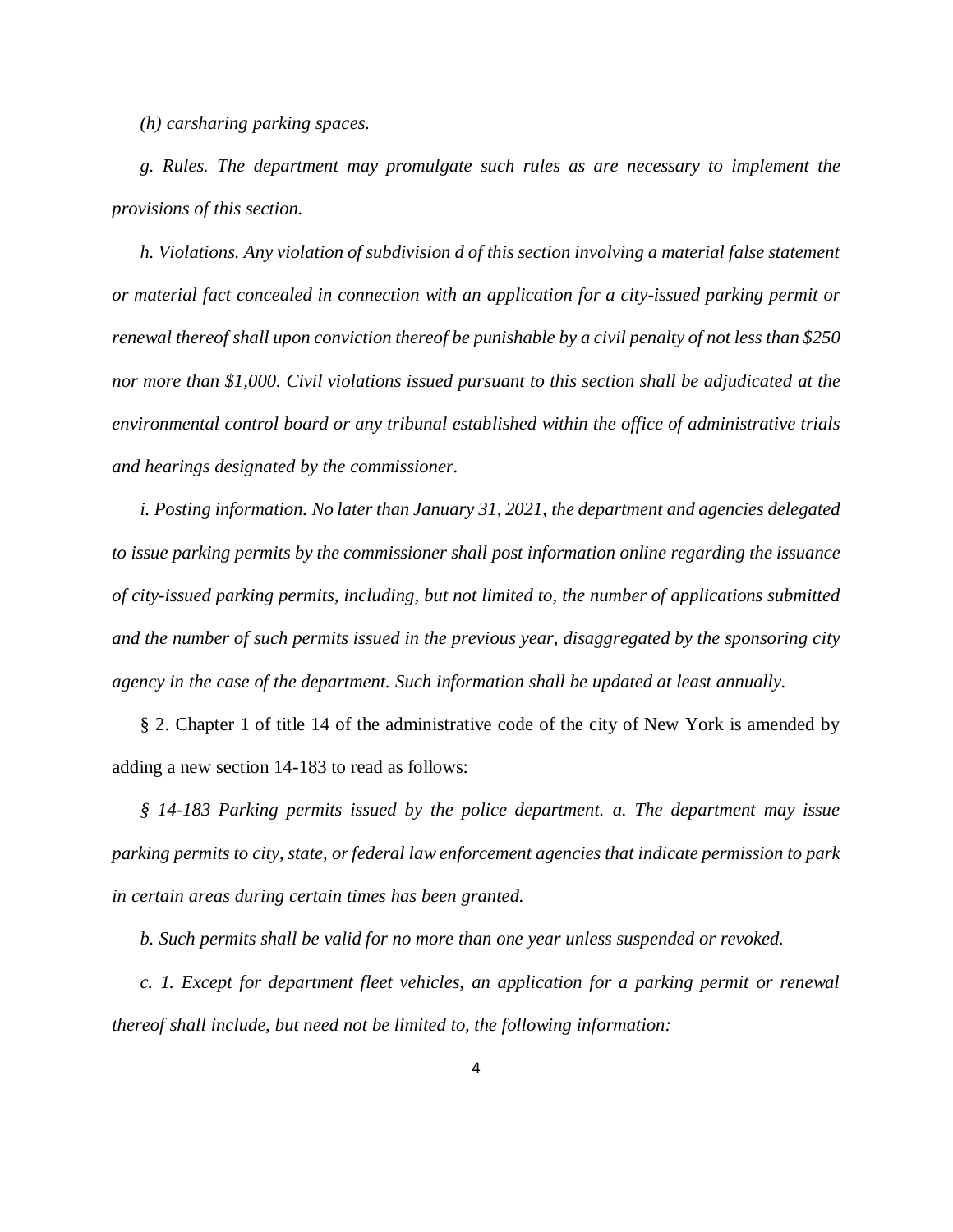*(h) carsharing parking spaces.*

*g. Rules. The department may promulgate such rules as are necessary to implement the provisions of this section.*

*h. Violations. Any violation of subdivision d of this section involving a material false statement or material fact concealed in connection with an application for a city-issued parking permit or renewal thereof shall upon conviction thereof be punishable by a civil penalty of not less than $250 nor more than $1,000. Civil violations issued pursuant to this section shall be adjudicated at the environmental control board or any tribunal established within the office of administrative trials and hearings designated by the commissioner.*

*i. Posting information. No later than January 31, 2021, the department and agencies delegated to issue parking permits by the commissioner shall post information online regarding the issuance of city-issued parking permits, including, but not limited to, the number of applications submitted and the number of such permits issued in the previous year, disaggregated by the sponsoring city agency in the case of the department. Such information shall be updated at least annually.*

§ 2. Chapter 1 of title 14 of the administrative code of the city of New York is amended by adding a new section 14-183 to read as follows:

*§ 14-183 Parking permits issued by the police department. a. The department may issue parking permits to city, state, or federal law enforcement agencies that indicate permission to park in certain areas during certain times has been granted.*

*b. Such permits shall be valid for no more than one year unless suspended or revoked.*

*c. 1. Except for department fleet vehicles, an application for a parking permit or renewal thereof shall include, but need not be limited to, the following information:*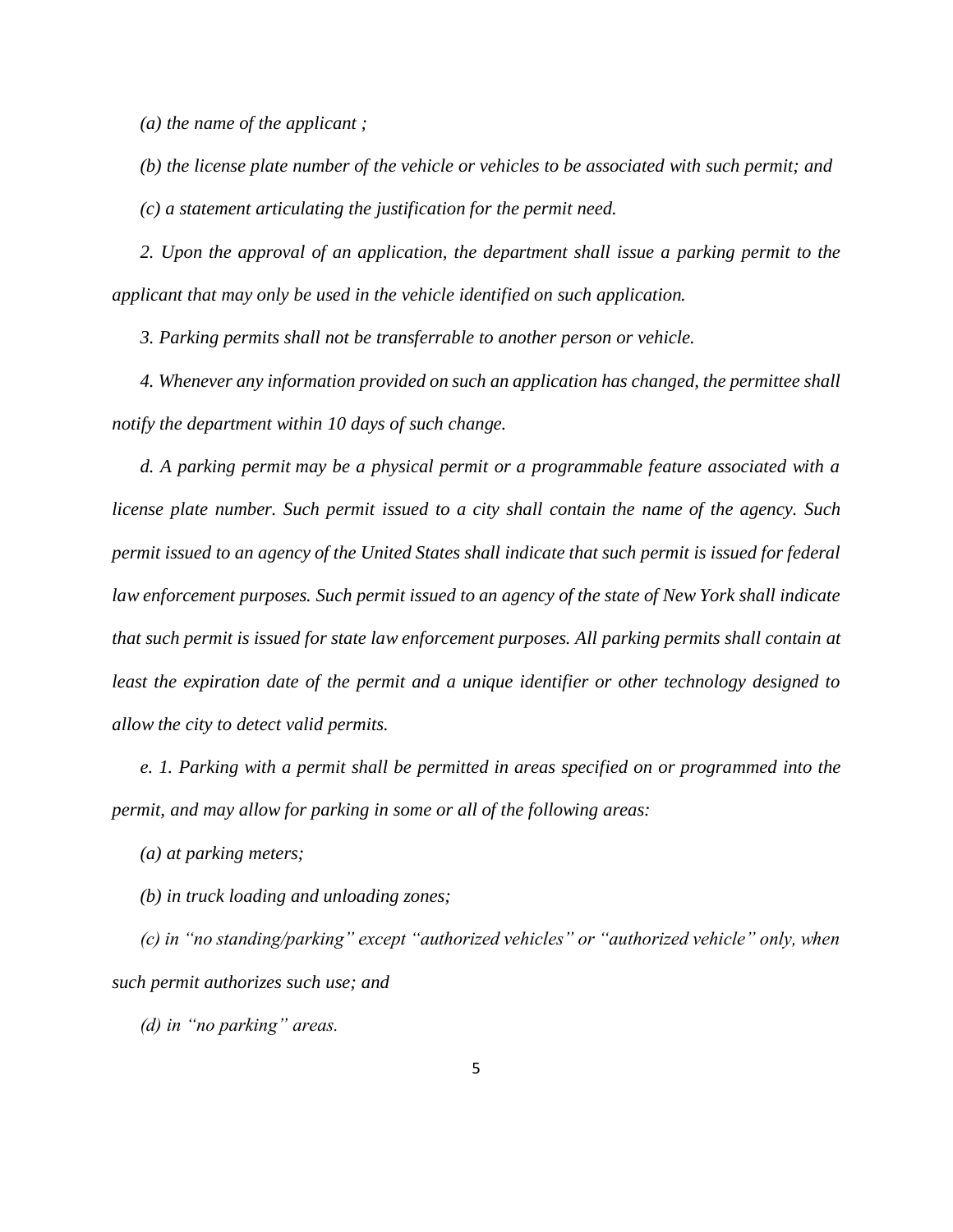*(a) the name of the applicant ;*

*(b) the license plate number of the vehicle or vehicles to be associated with such permit; and*

*(c) a statement articulating the justification for the permit need.*

*2. Upon the approval of an application, the department shall issue a parking permit to the applicant that may only be used in the vehicle identified on such application.*

*3. Parking permits shall not be transferrable to another person or vehicle.*

*4. Whenever any information provided on such an application has changed, the permittee shall notify the department within 10 days of such change.*

*d. A parking permit may be a physical permit or a programmable feature associated with a license plate number. Such permit issued to a city shall contain the name of the agency. Such permit issued to an agency of the United States shall indicate that such permit is issued for federal law enforcement purposes. Such permit issued to an agency of the state of New York shall indicate that such permit is issued for state law enforcement purposes. All parking permits shall contain at least the expiration date of the permit and a unique identifier or other technology designed to allow the city to detect valid permits.*

*e. 1. Parking with a permit shall be permitted in areas specified on or programmed into the permit, and may allow for parking in some or all of the following areas:*

*(a) at parking meters;*

*(b) in truck loading and unloading zones;*

*(c) in "no standing/parking" except "authorized vehicles" or "authorized vehicle" only, when such permit authorizes such use; and*

*(d) in "no parking" areas.*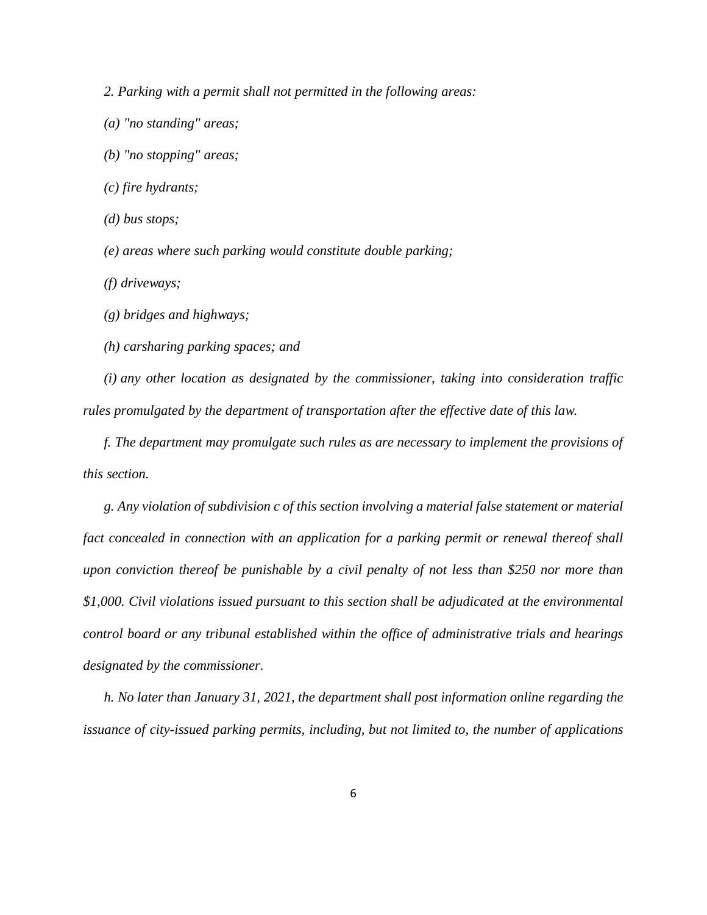*2. Parking with a permit shall not permitted in the following areas:*

*(a) "no standing" areas;*

*(b) "no stopping" areas;*

*(c) fire hydrants;*

*(d) bus stops;*

*(e) areas where such parking would constitute double parking;*

*(f) driveways;*

*(g) bridges and highways;*

*(h) carsharing parking spaces; and*

*(i) any other location as designated by the commissioner, taking into consideration traffic rules promulgated by the department of transportation after the effective date of this law.*

*f. The department may promulgate such rules as are necessary to implement the provisions of this section.*

*g. Any violation of subdivision c of this section involving a material false statement or material fact concealed in connection with an application for a parking permit or renewal thereof shall upon conviction thereof be punishable by a civil penalty of not less than $250 nor more than $1,000. Civil violations issued pursuant to this section shall be adjudicated at the environmental control board or any tribunal established within the office of administrative trials and hearings designated by the commissioner.*

*h. No later than January 31, 2021, the department shall post information online regarding the issuance of city-issued parking permits, including, but not limited to, the number of applications*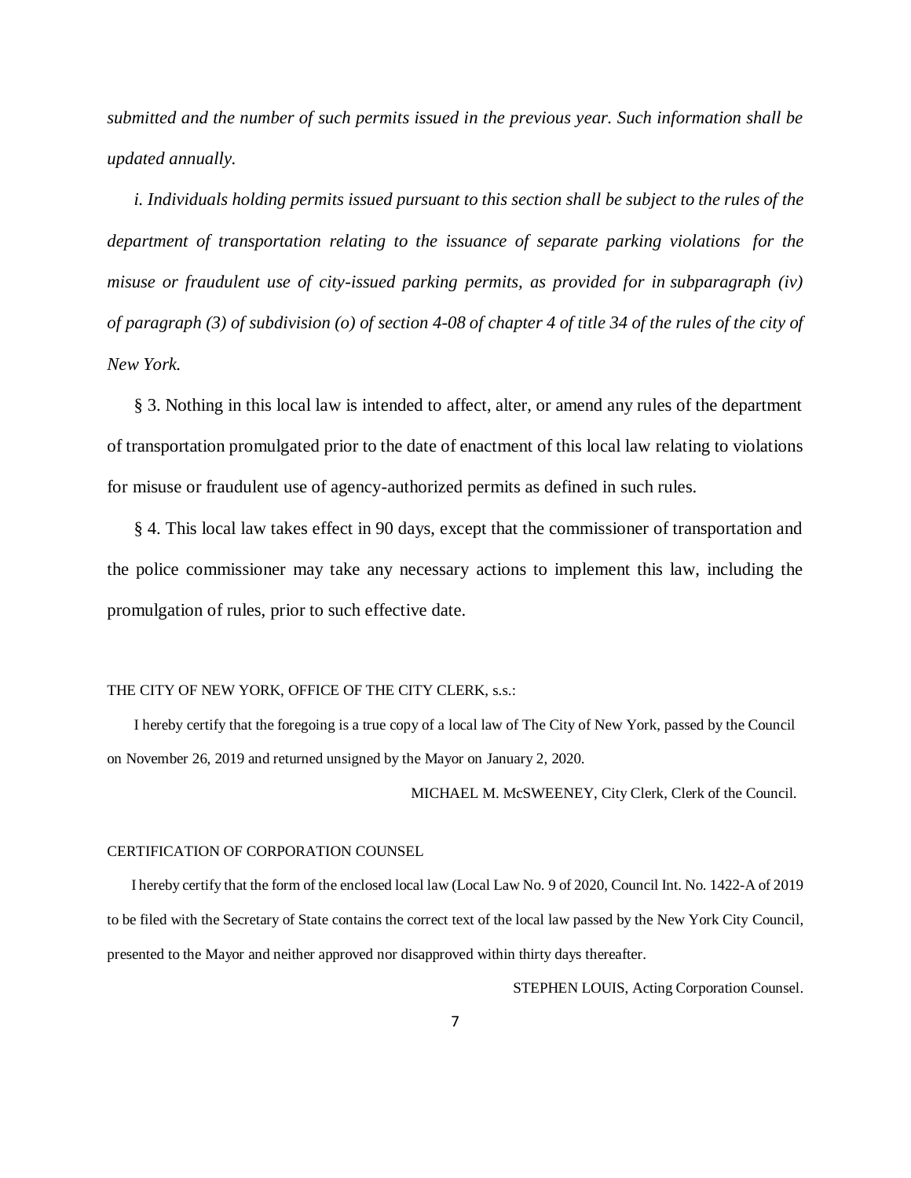*submitted and the number of such permits issued in the previous year. Such information shall be updated annually.*

*i. Individuals holding permits issued pursuant to this section shall be subject to the rules of the department of transportation relating to the issuance of separate parking violations for the misuse or fraudulent use of city-issued parking permits, as provided for in subparagraph (iv) of paragraph (3) of subdivision (o) of section 4-08 of chapter 4 of title 34 of the rules of the city of New York.*

§ 3. Nothing in this local law is intended to affect, alter, or amend any rules of the department of transportation promulgated prior to the date of enactment of this local law relating to violations for misuse or fraudulent use of agency-authorized permits as defined in such rules.

§ 4. This local law takes effect in 90 days, except that the commissioner of transportation and the police commissioner may take any necessary actions to implement this law, including the promulgation of rules, prior to such effective date.

THE CITY OF NEW YORK, OFFICE OF THE CITY CLERK, s.s.:

I hereby certify that the foregoing is a true copy of a local law of The City of New York, passed by the Council on November 26, 2019 and returned unsigned by the Mayor on January 2, 2020.

MICHAEL M. McSWEENEY, City Clerk, Clerk of the Council.

CERTIFICATION OF CORPORATION COUNSEL

I hereby certify that the form of the enclosed local law (Local Law No. 9 of 2020, Council Int. No. 1422-A of 2019 to be filed with the Secretary of State contains the correct text of the local law passed by the New York City Council, presented to the Mayor and neither approved nor disapproved within thirty days thereafter.

STEPHEN LOUIS, Acting Corporation Counsel.